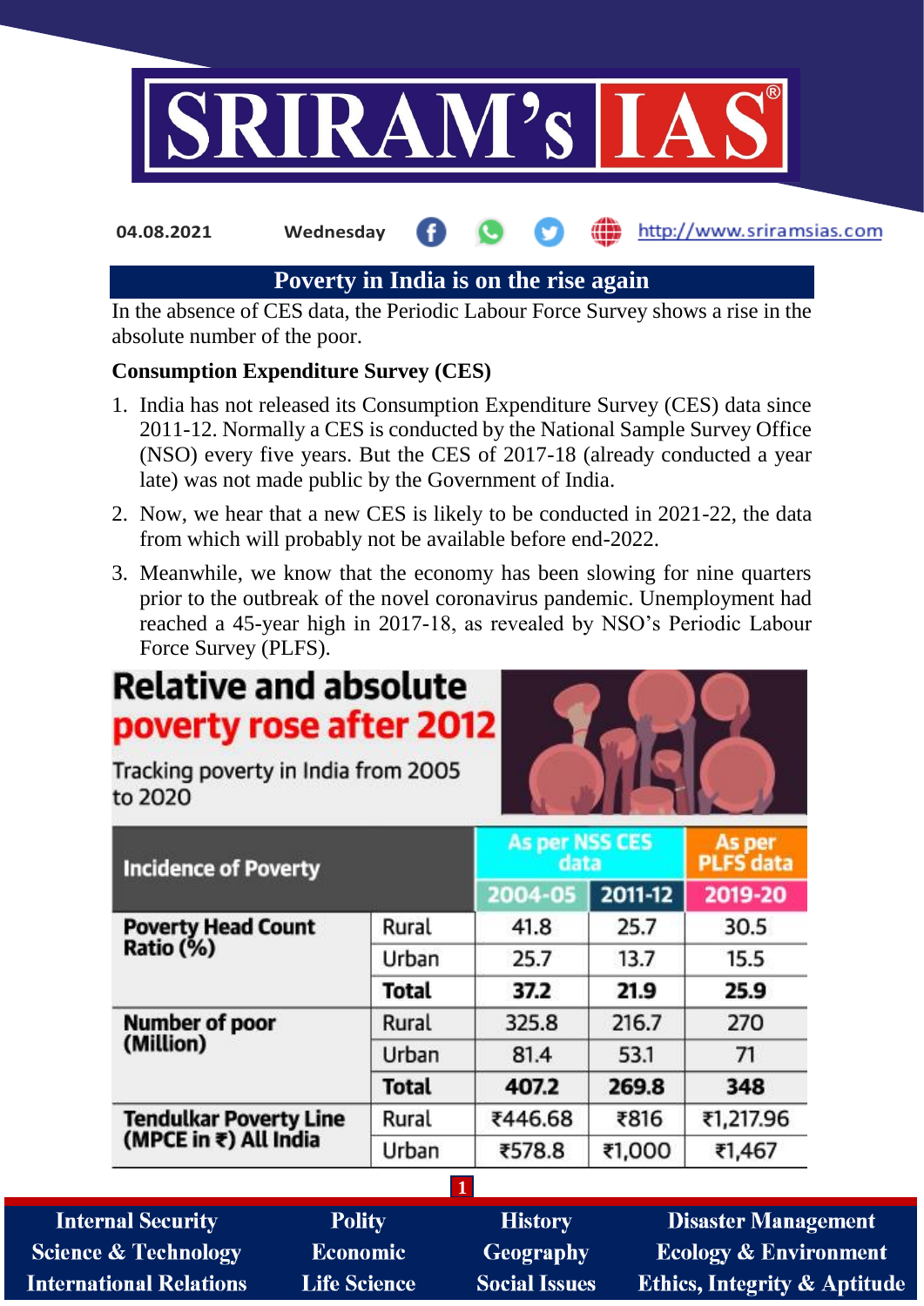04.08.2021 Wednesday http://www.sriramsias.com

# Poverty in India is on the rise again

In the absence of CES data, the Periodic Labour Force Survey shows a rise in the absolute number of the poor.

**Consumption Expenditure Survey (CES)**

1. India has not released its Consumption Expenditure Survey (CES) data since 2011-12. Normally a CES is conducted by the National Sample Survey Office (NSO) every five years. But the CES of 2017-18 (already conducted a year late) was not made public by the Government of India.
2. Now, we hear that a new CES is likely to be conducted in 2021-22, the data from which will probably not be available before end-2022.
3. Meanwhile, we know that the economy has been slowing for nine quarters prior to the outbreak of the novel coronavirus pandemic. Unemployment had reached a 45-year high in 2017-18, as revealed by NSO's Periodic Labour Force Survey (PLFS).

## Relative and absolute poverty rose after 2012

Tracking poverty in India from 2005 to 2020

| Incidence of Poverty | | As per NSS CES data | | As per PLFS data |
|---|---|---|---|---|
| | | 2004-05 | 2011-12 | 2019-20 |
| Poverty Head Count Ratio (%) | Rural | 41.8 | 25.7 | 30.5 |
| | Urban | 25.7 | 13.7 | 15.5 |
| | **Total** | **37.2** | **21.9** | **25.9** |
| Number of poor (Million) | Rural | 325.8 | 216.7 | 270 |
| | Urban | 81.4 | 53.1 | 71 |
| | **Total** | **407.2** | **269.8** | **348** |
| Tendulkar Poverty Line (MPCE in ₹) All India | Rural | ₹446.68 | ₹816 | ₹1,217.96 |
| | Urban | ₹578.8 | ₹1,000 | ₹1,467 |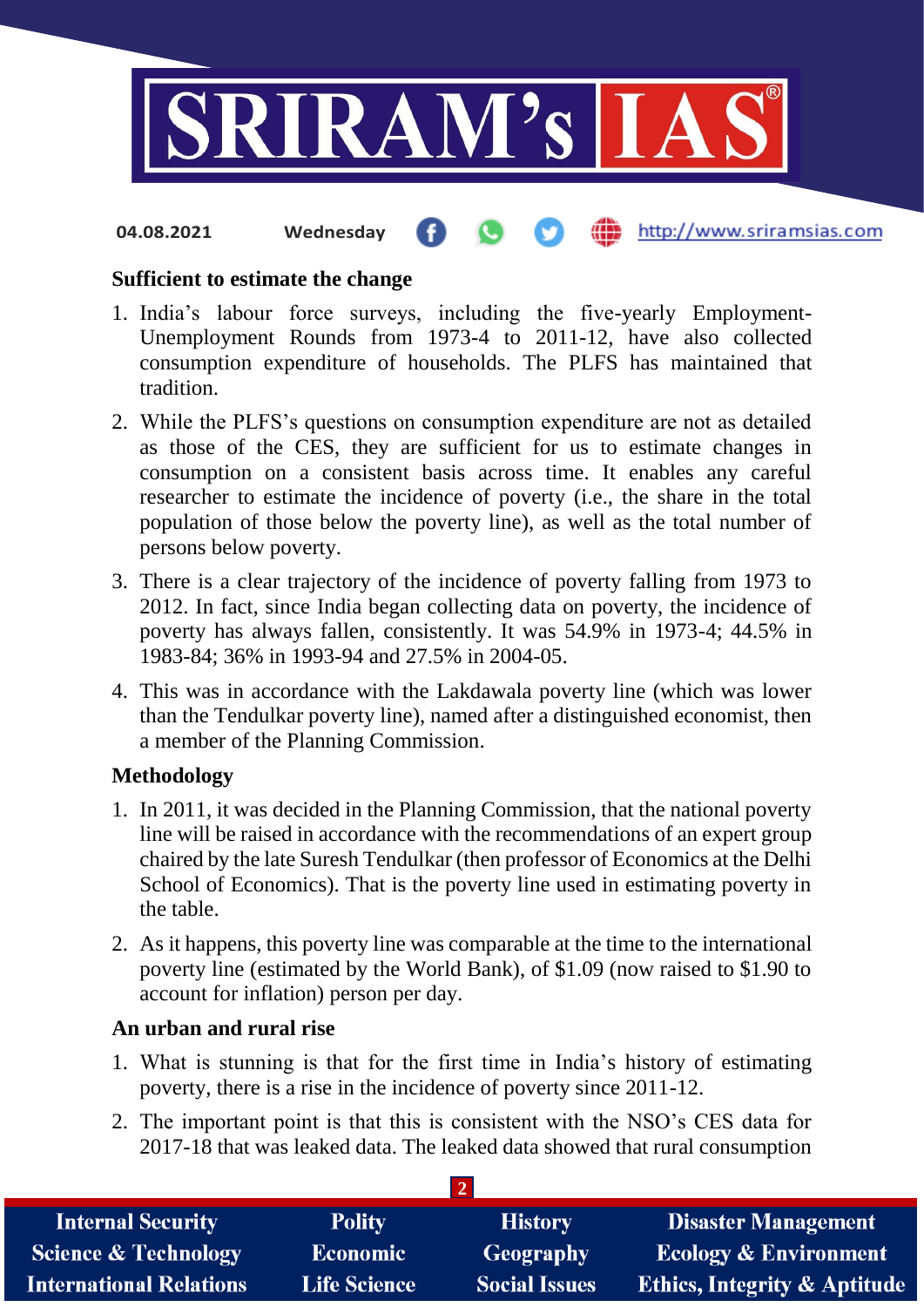**Sufficient to estimate the change**

1. India's labour force surveys, including the five-yearly Employment-Unemployment Rounds from 1973-4 to 2011-12, have also collected consumption expenditure of households. The PLFS has maintained that tradition.
2. While the PLFS's questions on consumption expenditure are not as detailed as those of the CES, they are sufficient for us to estimate changes in consumption on a consistent basis across time. It enables any careful researcher to estimate the incidence of poverty (i.e., the share in the total population of those below the poverty line), as well as the total number of persons below poverty.
3. There is a clear trajectory of the incidence of poverty falling from 1973 to 2012. In fact, since India began collecting data on poverty, the incidence of poverty has always fallen, consistently. It was 54.9% in 1973-4; 44.5% in 1983-84; 36% in 1993-94 and 27.5% in 2004-05.
4. This was in accordance with the Lakdawala poverty line (which was lower than the Tendulkar poverty line), named after a distinguished economist, then a member of the Planning Commission.

**Methodology**

1. In 2011, it was decided in the Planning Commission, that the national poverty line will be raised in accordance with the recommendations of an expert group chaired by the late Suresh Tendulkar (then professor of Economics at the Delhi School of Economics). That is the poverty line used in estimating poverty in the table.
2. As it happens, this poverty line was comparable at the time to the international poverty line (estimated by the World Bank), of $1.09 (now raised to $1.90 to account for inflation) person per day.

**An urban and rural rise**

1. What is stunning is that for the first time in India's history of estimating poverty, there is a rise in the incidence of poverty since 2011-12.
2. The important point is that this is consistent with the NSO's CES data for 2017-18 that was leaked data. The leaked data showed that rural consumption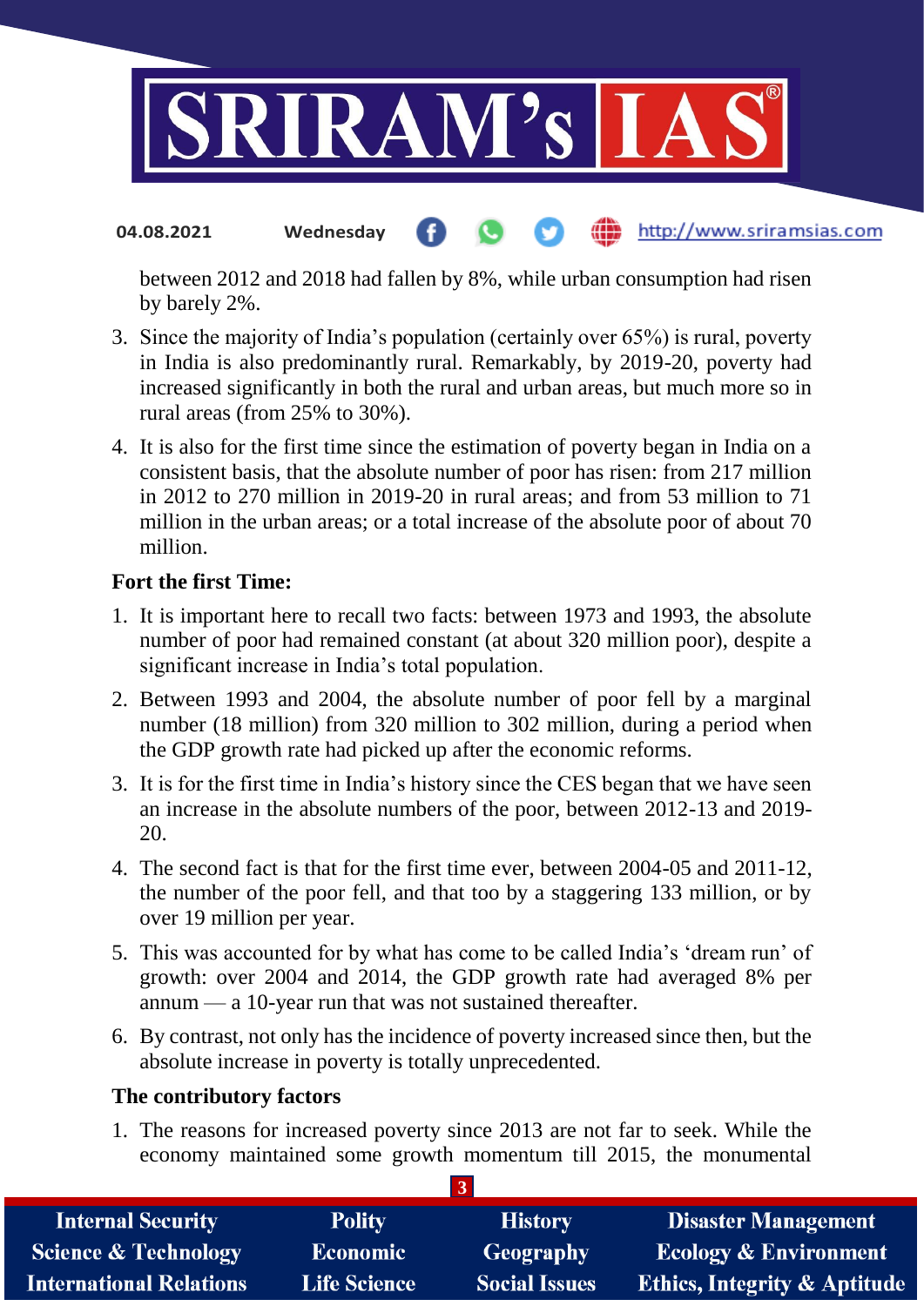between 2012 and 2018 had fallen by 8%, while urban consumption had risen by barely 2%.

3. Since the majority of India's population (certainly over 65%) is rural, poverty in India is also predominantly rural. Remarkably, by 2019-20, poverty had increased significantly in both the rural and urban areas, but much more so in rural areas (from 25% to 30%).
4. It is also for the first time since the estimation of poverty began in India on a consistent basis, that the absolute number of poor has risen: from 217 million in 2012 to 270 million in 2019-20 in rural areas; and from 53 million to 71 million in the urban areas; or a total increase of the absolute poor of about 70 million.

**Fort the first Time:**

1. It is important here to recall two facts: between 1973 and 1993, the absolute number of poor had remained constant (at about 320 million poor), despite a significant increase in India's total population.
2. Between 1993 and 2004, the absolute number of poor fell by a marginal number (18 million) from 320 million to 302 million, during a period when the GDP growth rate had picked up after the economic reforms.
3. It is for the first time in India's history since the CES began that we have seen an increase in the absolute numbers of the poor, between 2012-13 and 2019-20.
4. The second fact is that for the first time ever, between 2004-05 and 2011-12, the number of the poor fell, and that too by a staggering 133 million, or by over 19 million per year.
5. This was accounted for by what has come to be called India's 'dream run' of growth: over 2004 and 2014, the GDP growth rate had averaged 8% per annum — a 10-year run that was not sustained thereafter.
6. By contrast, not only has the incidence of poverty increased since then, but the absolute increase in poverty is totally unprecedented.

**The contributory factors**

1. The reasons for increased poverty since 2013 are not far to seek. While the economy maintained some growth momentum till 2015, the monumental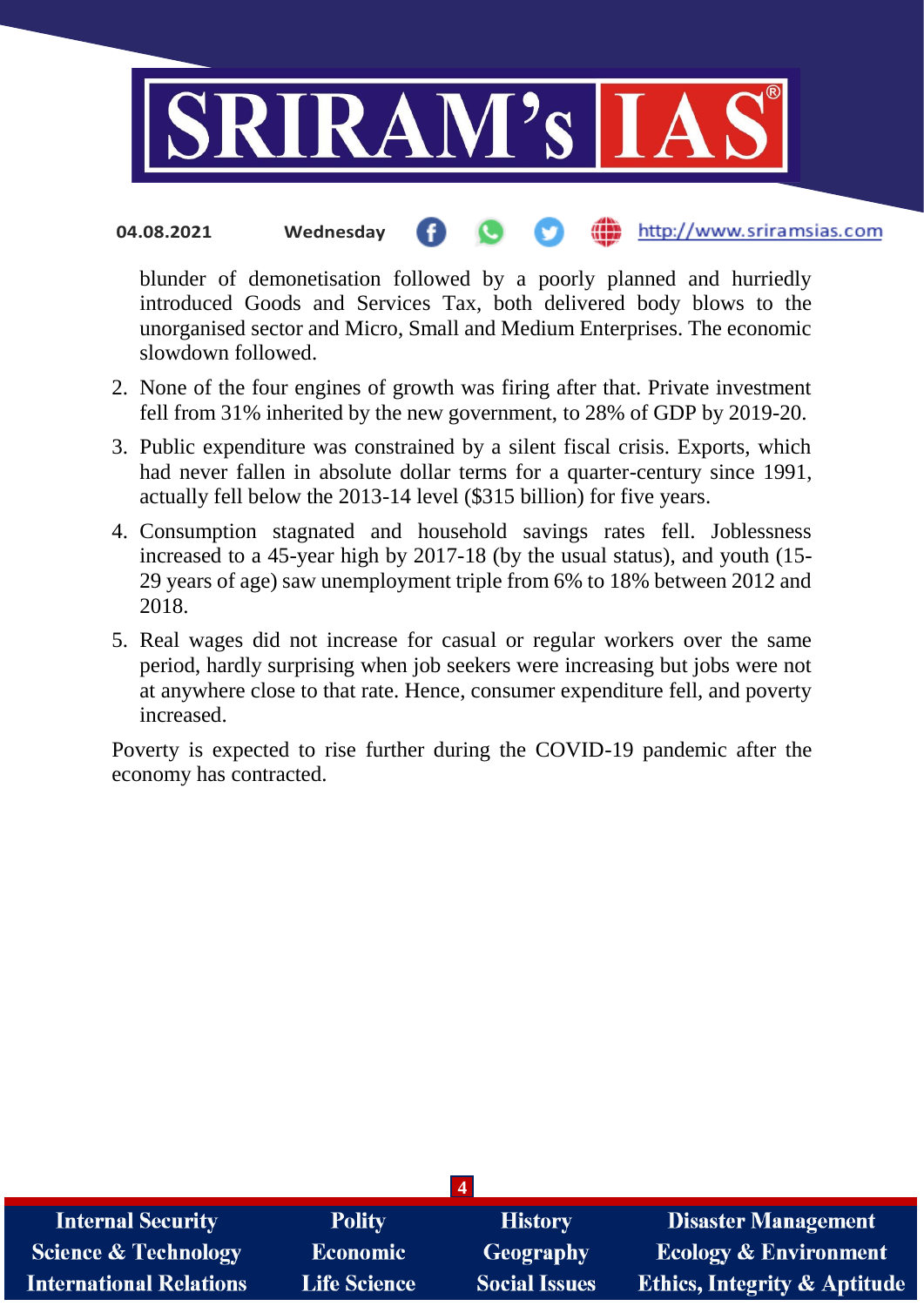blunder of demonetisation followed by a poorly planned and hurriedly introduced Goods and Services Tax, both delivered body blows to the unorganised sector and Micro, Small and Medium Enterprises. The economic slowdown followed.

2. None of the four engines of growth was firing after that. Private investment fell from 31% inherited by the new government, to 28% of GDP by 2019-20.
3. Public expenditure was constrained by a silent fiscal crisis. Exports, which had never fallen in absolute dollar terms for a quarter-century since 1991, actually fell below the 2013-14 level ($315 billion) for five years.
4. Consumption stagnated and household savings rates fell. Joblessness increased to a 45-year high by 2017-18 (by the usual status), and youth (15-29 years of age) saw unemployment triple from 6% to 18% between 2012 and 2018.
5. Real wages did not increase for casual or regular workers over the same period, hardly surprising when job seekers were increasing but jobs were not at anywhere close to that rate. Hence, consumer expenditure fell, and poverty increased.

Poverty is expected to rise further during the COVID-19 pandemic after the economy has contracted.